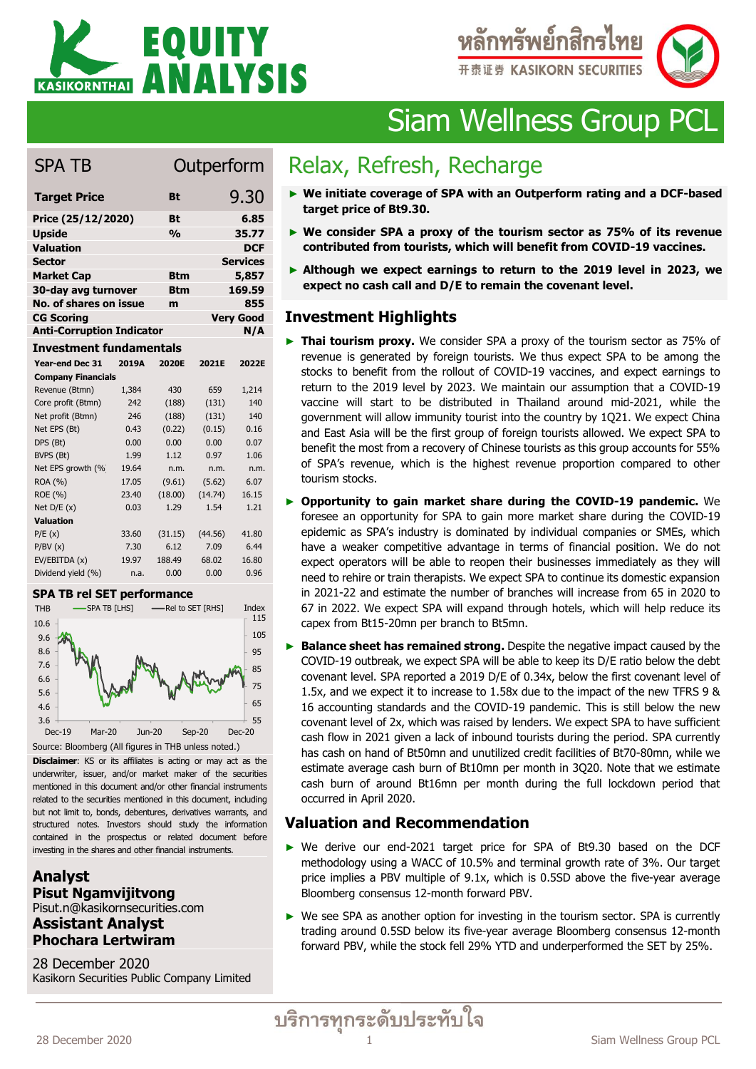# Siam Wellness Group PCL

## SPA TB — Outperform

| | | |
|---|---|---|
| **Target Price** | **Bt** | **9.30** |
| **Price (25/12/2020)** | **Bt** | **6.85** |
| **Upside** | **%** | **35.77** |
| **Valuation** | | **DCF** |
| **Sector** | | **Services** |
| **Market Cap** | **Btm** | **5,857** |
| **30-day avg turnover** | **Btm** | **169.59** |
| **No. of shares on issue** | **m** | **855** |
| **CG Scoring** | | **Very Good** |
| **Anti-Corruption Indicator** | | **N/A** |

### Investment fundamentals

| Year-end Dec 31 | 2019A | 2020E | 2021E | 2022E |
|---|---|---|---|---|
| **Company Financials** | | | | |
| Revenue (Btmn) | 1,384 | 430 | 659 | 1,214 |
| Core profit (Btmn) | 242 | (188) | (131) | 140 |
| Net profit (Btmn) | 246 | (188) | (131) | 140 |
| Net EPS (Bt) | 0.43 | (0.22) | (0.15) | 0.16 |
| DPS (Bt) | 0.00 | 0.00 | 0.00 | 0.07 |
| BVPS (Bt) | 1.99 | 1.12 | 0.97 | 1.06 |
| Net EPS growth (%) | 19.64 | n.m. | n.m. | n.m. |
| ROA (%) | 17.05 | (9.61) | (5.62) | 6.07 |
| ROE (%) | 23.40 | (18.00) | (14.74) | 16.15 |
| Net D/E (x) | 0.03 | 1.29 | 1.54 | 1.21 |
| **Valuation** | | | | |
| P/E (x) | 33.60 | (31.15) | (44.56) | 41.80 |
| P/BV (x) | 7.30 | 6.12 | 7.09 | 6.44 |
| EV/EBITDA (x) | 19.97 | 188.49 | 68.02 | 16.80 |
| Dividend yield (%) | n.a. | 0.00 | 0.00 | 0.96 |

### SPA TB rel SET performance

Source: Bloomberg (All figures in THB unless noted.)

**Disclaimer**: KS or its affiliates is acting or may act as the underwriter, issuer, and/or market maker of the securities mentioned in this document and/or other financial instruments related to the securities mentioned in this document, including but not limit to, bonds, debentures, derivatives warrants, and structured notes. Investors should study the information contained in the prospectus or related document before investing in the shares and other financial instruments.

**Analyst**
**Pisut Ngamvijitvong**
Pisut.n@kasikornsecurities.com
**Assistant Analyst**
**Phochara Lertwiram**

28 December 2020
Kasikorn Securities Public Company Limited

## Relax, Refresh, Recharge

- **We initiate coverage of SPA with an Outperform rating and a DCF-based target price of Bt9.30.**
- **We consider SPA a proxy of the tourism sector as 75% of its revenue contributed from tourists, which will benefit from COVID-19 vaccines.**
- **Although we expect earnings to return to the 2019 level in 2023, we expect no cash call and D/E to remain the covenant level.**

## Investment Highlights

- **Thai tourism proxy.** We consider SPA a proxy of the tourism sector as 75% of revenue is generated by foreign tourists. We thus expect SPA to be among the stocks to benefit from the rollout of COVID-19 vaccines, and expect earnings to return to the 2019 level by 2023. We maintain our assumption that a COVID-19 vaccine will start to be distributed in Thailand around mid-2021, while the government will allow immunity tourist into the country by 1Q21. We expect China and East Asia will be the first group of foreign tourists allowed. We expect SPA to benefit the most from a recovery of Chinese tourists as this group accounts for 55% of SPA's revenue, which is the highest revenue proportion compared to other tourism stocks.
- **Opportunity to gain market share during the COVID-19 pandemic.** We foresee an opportunity for SPA to gain more market share during the COVID-19 epidemic as SPA's industry is dominated by individual companies or SMEs, which have a weaker competitive advantage in terms of financial position. We do not expect operators will be able to reopen their businesses immediately as they will need to rehire or train therapists. We expect SPA to continue its domestic expansion in 2021-22 and estimate the number of branches will increase from 65 in 2020 to 67 in 2022. We expect SPA will expand through hotels, which will help reduce its capex from Bt15-20mn per branch to Bt5mn.
- **Balance sheet has remained strong.** Despite the negative impact caused by the COVID-19 outbreak, we expect SPA will be able to keep its D/E ratio below the debt covenant level. SPA reported a 2019 D/E of 0.34x, below the first covenant level of 1.5x, and we expect it to increase to 1.58x due to the impact of the new TFRS 9 & 16 accounting standards and the COVID-19 pandemic. This is still below the new covenant level of 2x, which was raised by lenders. We expect SPA to have sufficient cash flow in 2021 given a lack of inbound tourists during the period. SPA currently has cash on hand of Bt50mn and unutilized credit facilities of Bt70-80mn, while we estimate average cash burn of Bt10mn per month in 3Q20. Note that we estimate cash burn of around Bt16mn per month during the full lockdown period that occurred in April 2020.

## Valuation and Recommendation

- We derive our end-2021 target price for SPA of Bt9.30 based on the DCF methodology using a WACC of 10.5% and terminal growth rate of 3%. Our target price implies a PBV multiple of 9.1x, which is 0.5SD above the five-year average Bloomberg consensus 12-month forward PBV.
- We see SPA as another option for investing in the tourism sector. SPA is currently trading around 0.5SD below its five-year average Bloomberg consensus 12-month forward PBV, while the stock fell 29% YTD and underperformed the SET by 25%.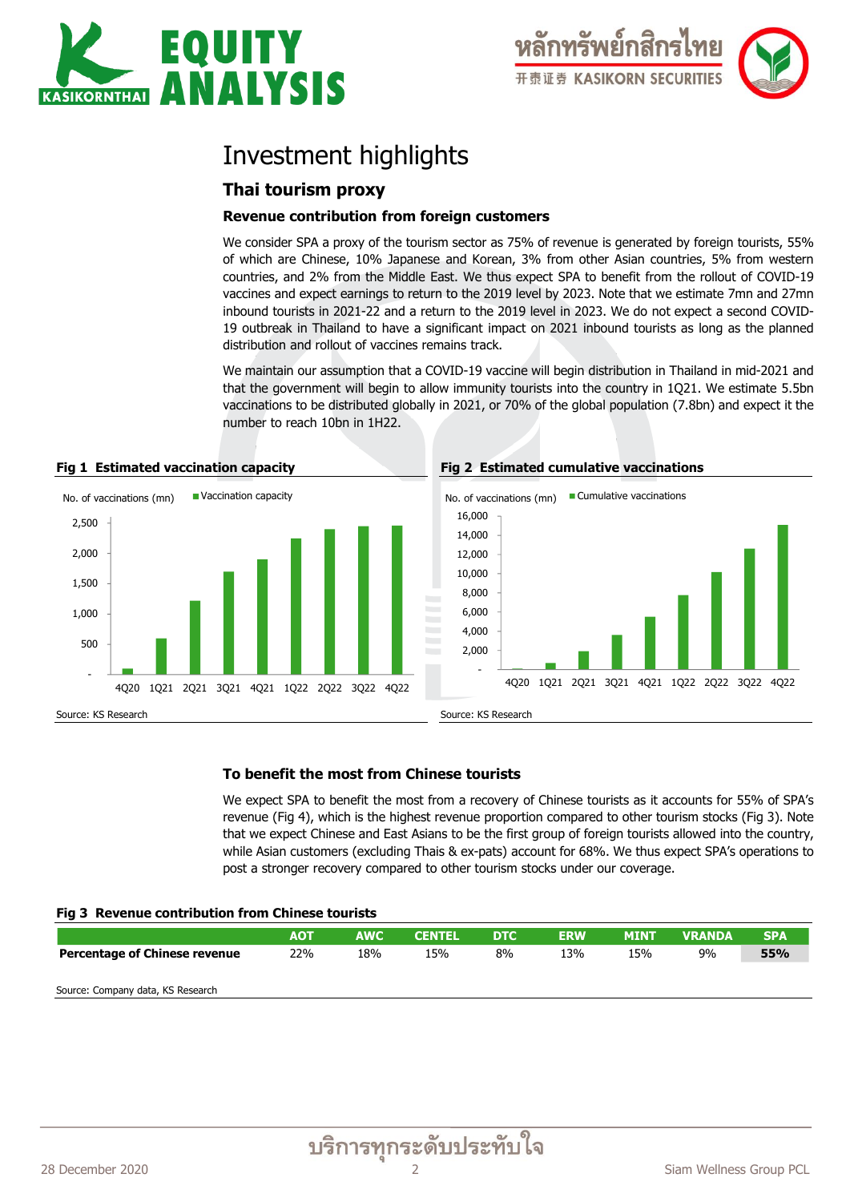# Investment highlights

## Thai tourism proxy

### Revenue contribution from foreign customers

We consider SPA a proxy of the tourism sector as 75% of revenue is generated by foreign tourists, 55% of which are Chinese, 10% Japanese and Korean, 3% from other Asian countries, 5% from western countries, and 2% from the Middle East. We thus expect SPA to benefit from the rollout of COVID-19 vaccines and expect earnings to return to the 2019 level by 2023. Note that we estimate 7mn and 27mn inbound tourists in 2021-22 and a return to the 2019 level in 2023. We do not expect a second COVID-19 outbreak in Thailand to have a significant impact on 2021 inbound tourists as long as the planned distribution and rollout of vaccines remains track.

We maintain our assumption that a COVID-19 vaccine will begin distribution in Thailand in mid-2021 and that the government will begin to allow immunity tourists into the country in 1Q21. We estimate 5.5bn vaccinations to be distributed globally in 2021, or 70% of the global population (7.8bn) and expect it the number to reach 10bn in 1H22.

**Fig 1 Estimated vaccination capacity**

No. of vaccinations (mn) — Vaccination capacity

Source: KS Research

**Fig 2 Estimated cumulative vaccinations**

No. of vaccinations (mn) — Cumulative vaccinations

Source: KS Research

### To benefit the most from Chinese tourists

We expect SPA to benefit the most from a recovery of Chinese tourists as it accounts for 55% of SPA's revenue (Fig 4), which is the highest revenue proportion compared to other tourism stocks (Fig 3). Note that we expect Chinese and East Asians to be the first group of foreign tourists allowed into the country, while Asian customers (excluding Thais & ex-pats) account for 68%. We thus expect SPA's operations to post a stronger recovery compared to other tourism stocks under our coverage.

**Fig 3 Revenue contribution from Chinese tourists**

| | AOT | AWC | CENTEL | DTC | ERW | MINT | VRANDA | SPA |
|---|---|---|---|---|---|---|---|---|
| **Percentage of Chinese revenue** | 22% | 18% | 15% | 8% | 13% | 15% | 9% | **55%** |

Source: Company data, KS Research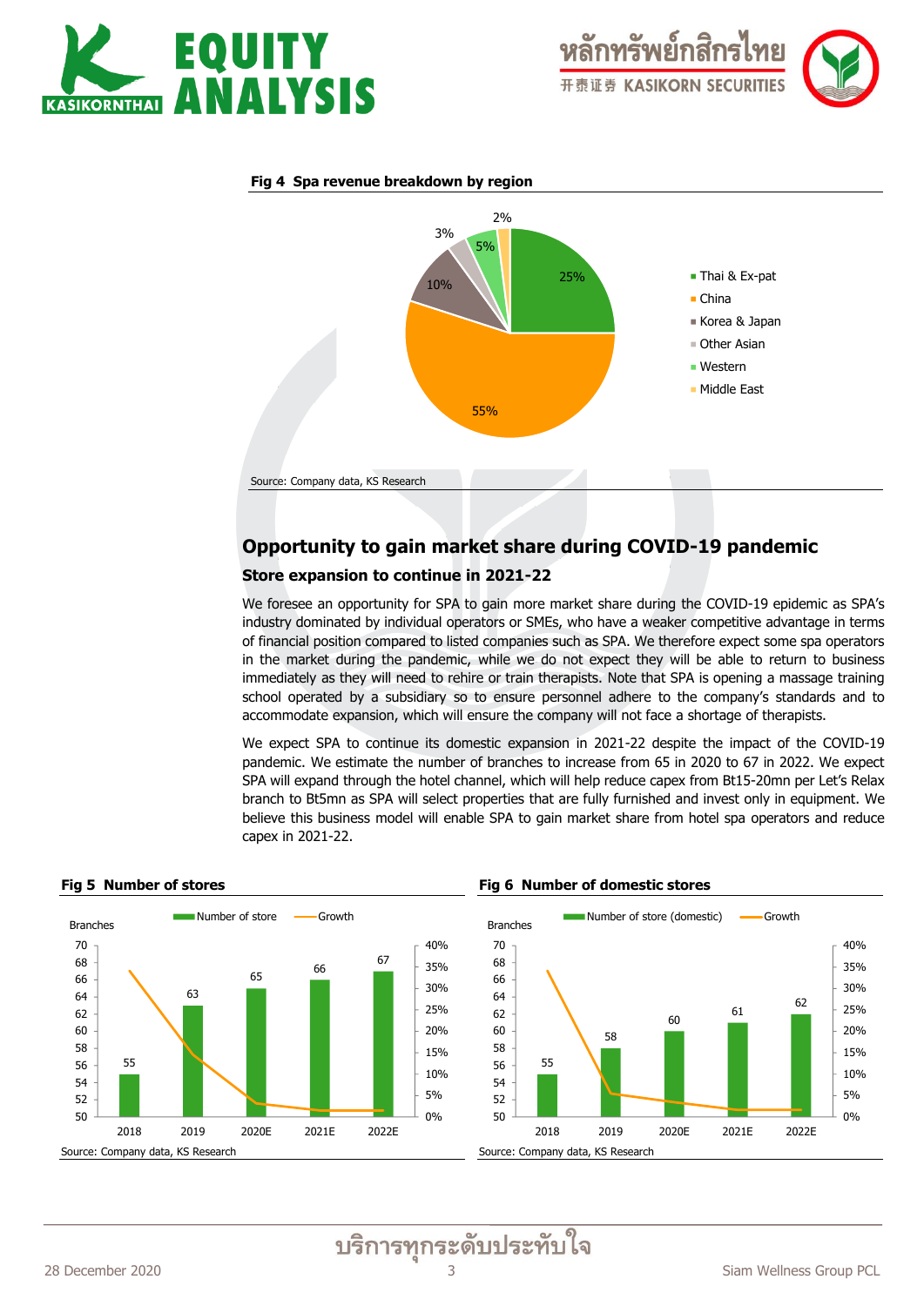**Fig 4 Spa revenue breakdown by region**

| Region | Share |
|---|---|
| Thai & Ex-pat | 25% |
| China | 55% |
| Korea & Japan | 10% |
| Other Asian | 3% |
| Western | 5% |
| Middle East | 2% |

Source: Company data, KS Research

## Opportunity to gain market share during COVID-19 pandemic

### Store expansion to continue in 2021-22

We foresee an opportunity for SPA to gain more market share during the COVID-19 epidemic as SPA's industry dominated by individual operators or SMEs, who have a weaker competitive advantage in terms of financial position compared to listed companies such as SPA. We therefore expect some spa operators in the market during the pandemic, while we do not expect they will be able to return to business immediately as they will need to rehire or train therapists. Note that SPA is opening a massage training school operated by a subsidiary so to ensure personnel adhere to the company's standards and to accommodate expansion, which will ensure the company will not face a shortage of therapists.

We expect SPA to continue its domestic expansion in 2021-22 despite the impact of the COVID-19 pandemic. We estimate the number of branches to increase from 65 in 2020 to 67 in 2022. We expect SPA will expand through the hotel channel, which will help reduce capex from Bt15-20mn per Let's Relax branch to Bt5mn as SPA will select properties that are fully furnished and invest only in equipment. We believe this business model will enable SPA to gain market share from hotel spa operators and reduce capex in 2021-22.

**Fig 5 Number of stores**

| | 2018 | 2019 | 2020E | 2021E | 2022E |
|---|---|---|---|---|---|
| Number of store (branches) | 55 | 63 | 65 | 66 | 67 |

Source: Company data, KS Research

**Fig 6 Number of domestic stores**

| | 2018 | 2019 | 2020E | 2021E | 2022E |
|---|---|---|---|---|---|
| Number of store (domestic) (branches) | 55 | 58 | 60 | 61 | 62 |

Source: Company data, KS Research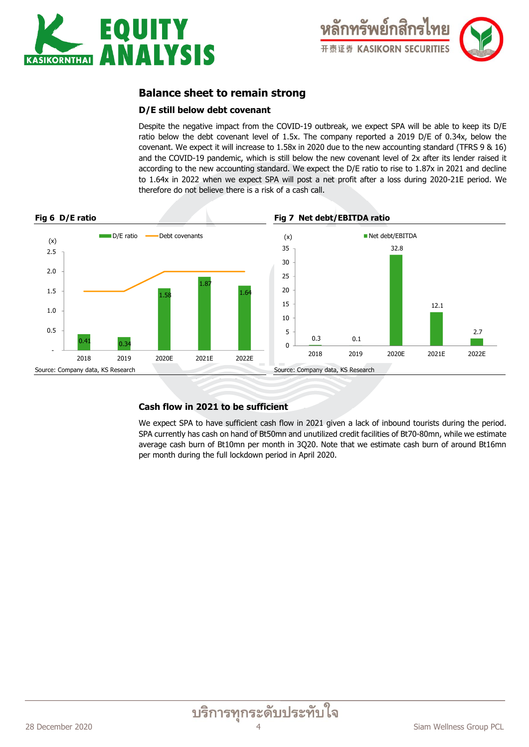## Balance sheet to remain strong

### D/E still below debt covenant

Despite the negative impact from the COVID-19 outbreak, we expect SPA will be able to keep its D/E ratio below the debt covenant level of 1.5x. The company reported a 2019 D/E of 0.34x, below the covenant. We expect it will increase to 1.58x in 2020 due to the new accounting standard (TFRS 9 & 16) and the COVID-19 pandemic, which is still below the new covenant level of 2x after its lender raised it according to the new accounting standard. We expect the D/E ratio to rise to 1.87x in 2021 and decline to 1.64x in 2022 when we expect SPA will post a net profit after a loss during 2020-21E period. We therefore do not believe there is a risk of a cash call.

**Fig 6 D/E ratio**

| (x) | 2018 | 2019 | 2020E | 2021E | 2022E |
|---|---|---|---|---|---|
| D/E ratio | 0.41 | 0.34 | 1.58 | 1.87 | 1.64 |
| Debt covenants | 1.5 | 1.5 | 2.0 | 2.0 | 2.0 |

Source: Company data, KS Research

**Fig 7 Net debt/EBITDA ratio**

| (x) | 2018 | 2019 | 2020E | 2021E | 2022E |
|---|---|---|---|---|---|
| Net debt/EBITDA | 0.3 | 0.1 | 32.8 | 12.1 | 2.7 |

Source: Company data, KS Research

### Cash flow in 2021 to be sufficient

We expect SPA to have sufficient cash flow in 2021 given a lack of inbound tourists during the period. SPA currently has cash on hand of Bt50mn and unutilized credit facilities of Bt70-80mn, while we estimate average cash burn of Bt10mn per month in 3Q20. Note that we estimate cash burn of around Bt16mn per month during the full lockdown period in April 2020.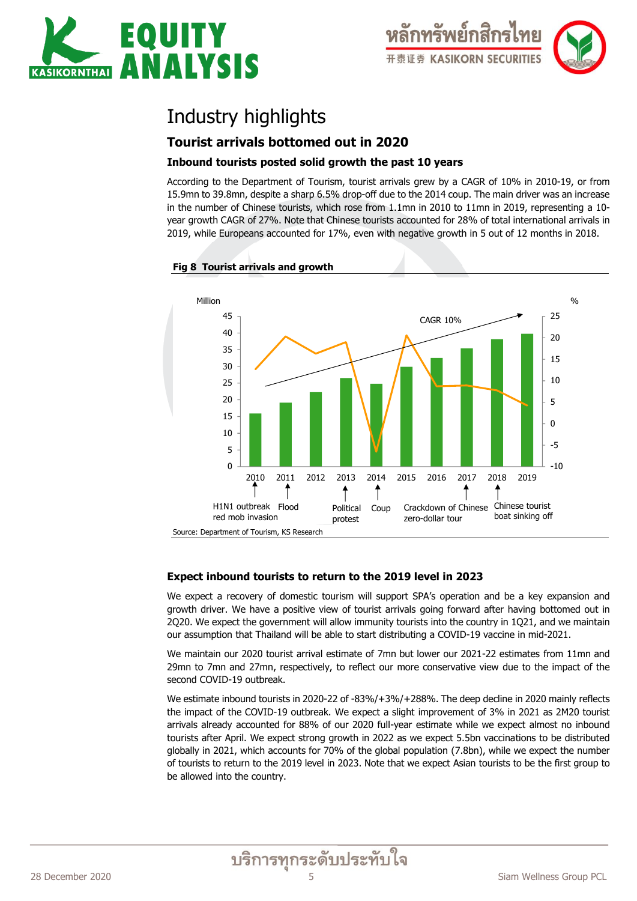# Industry highlights

## Tourist arrivals bottomed out in 2020

### Inbound tourists posted solid growth the past 10 years

According to the Department of Tourism, tourist arrivals grew by a CAGR of 10% in 2010-19, or from 15.9mn to 39.8mn, despite a sharp 6.5% drop-off due to the 2014 coup. The main driver was an increase in the number of Chinese tourists, which rose from 1.1mn in 2010 to 11mn in 2019, representing a 10-year growth CAGR of 27%. Note that Chinese tourists accounted for 28% of total international arrivals in 2019, while Europeans accounted for 17%, even with negative growth in 5 out of 12 months in 2018.

**Fig 8 Tourist arrivals and growth**

Million | % | CAGR 10%

2010: H1N1 outbreak, red mob invasion
2011: Flood
2013: Political protest
2014: Coup
2017: Crackdown of Chinese zero-dollar tour
2018: Chinese tourist boat sinking off

Source: Department of Tourism, KS Research

### Expect inbound tourists to return to the 2019 level in 2023

We expect a recovery of domestic tourism will support SPA's operation and be a key expansion and growth driver. We have a positive view of tourist arrivals going forward after having bottomed out in 2Q20. We expect the government will allow immunity tourists into the country in 1Q21, and we maintain our assumption that Thailand will be able to start distributing a COVID-19 vaccine in mid-2021.

We maintain our 2020 tourist arrival estimate of 7mn but lower our 2021-22 estimates from 11mn and 29mn to 7mn and 27mn, respectively, to reflect our more conservative view due to the impact of the second COVID-19 outbreak.

We estimate inbound tourists in 2020-22 of -83%/+3%/+288%. The deep decline in 2020 mainly reflects the impact of the COVID-19 outbreak. We expect a slight improvement of 3% in 2021 as 2M20 tourist arrivals already accounted for 88% of our 2020 full-year estimate while we expect almost no inbound tourists after April. We expect strong growth in 2022 as we expect 5.5bn vaccinations to be distributed globally in 2021, which accounts for 70% of the global population (7.8bn), while we expect the number of tourists to return to the 2019 level in 2023. Note that we expect Asian tourists to be the first group to be allowed into the country.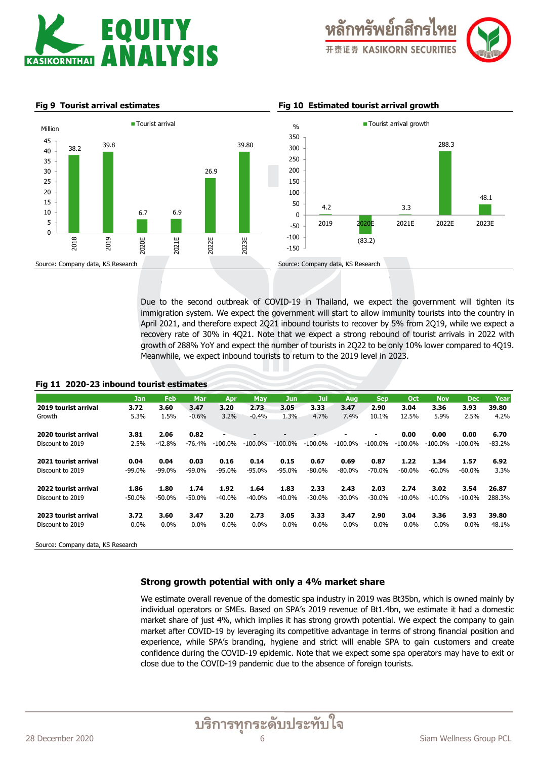**Fig 9 Tourist arrival estimates**

| | 2018 | 2019 | 2020E | 2021E | 2022E | 2023E |
|---|---|---|---|---|---|---|
| Tourist arrival (Million) | 38.2 | 39.8 | 6.7 | 6.9 | 26.9 | 39.80 |

Source: Company data, KS Research

**Fig 10 Estimated tourist arrival growth**

| | 2019 | 2020E | 2021E | 2022E | 2023E |
|---|---|---|---|---|---|
| Tourist arrival growth (%) | 4.2 | (83.2) | 3.3 | 288.3 | 48.1 |

Source: Company data, KS Research

Due to the second outbreak of COVID-19 in Thailand, we expect the government will tighten its immigration system. We expect the government will start to allow immunity tourists into the country in April 2021, and therefore expect 2Q21 inbound tourists to recover by 5% from 2Q19, while we expect a recovery rate of 30% in 4Q21. Note that we expect a strong rebound of tourist arrivals in 2022 with growth of 288% YoY and expect the number of tourists in 2Q22 to be only 10% lower compared to 4Q19. Meanwhile, we expect inbound tourists to return to the 2019 level in 2023.

**Fig 11 2020-23 inbound tourist estimates**

| | Jan | Feb | Mar | Apr | May | Jun | Jul | Aug | Sep | Oct | Nov | Dec | Year |
|---|---|---|---|---|---|---|---|---|---|---|---|---|---|
| **2019 tourist arrival** | **3.72** | **3.60** | **3.47** | **3.20** | **2.73** | **3.05** | **3.33** | **3.47** | **2.90** | **3.04** | **3.36** | **3.93** | **39.80** |
| Growth | 5.3% | 1.5% | -0.6% | 3.2% | -0.4% | 1.3% | 4.7% | 7.4% | 10.1% | 12.5% | 5.9% | 2.5% | 4.2% |
| **2020 tourist arrival** | **3.81** | **2.06** | **0.82** | **-** | **-** | **-** | **-** | **-** | **-** | **0.00** | **0.00** | **0.00** | **6.70** |
| Discount to 2019 | 2.5% | -42.8% | -76.4% | -100.0% | -100.0% | -100.0% | -100.0% | -100.0% | -100.0% | -100.0% | -100.0% | -100.0% | -83.2% |
| **2021 tourist arrival** | **0.04** | **0.04** | **0.03** | **0.16** | **0.14** | **0.15** | **0.67** | **0.69** | **0.87** | **1.22** | **1.34** | **1.57** | **6.92** |
| Discount to 2019 | -99.0% | -99.0% | -99.0% | -95.0% | -95.0% | -95.0% | -80.0% | -80.0% | -70.0% | -60.0% | -60.0% | -60.0% | 3.3% |
| **2022 tourist arrival** | **1.86** | **1.80** | **1.74** | **1.92** | **1.64** | **1.83** | **2.33** | **2.43** | **2.03** | **2.74** | **3.02** | **3.54** | **26.87** |
| Discount to 2019 | -50.0% | -50.0% | -50.0% | -40.0% | -40.0% | -40.0% | -30.0% | -30.0% | -30.0% | -10.0% | -10.0% | -10.0% | 288.3% |
| **2023 tourist arrival** | **3.72** | **3.60** | **3.47** | **3.20** | **2.73** | **3.05** | **3.33** | **3.47** | **2.90** | **3.04** | **3.36** | **3.93** | **39.80** |
| Discount to 2019 | 0.0% | 0.0% | 0.0% | 0.0% | 0.0% | 0.0% | 0.0% | 0.0% | 0.0% | 0.0% | 0.0% | 0.0% | 48.1% |

Source: Company data, KS Research

## Strong growth potential with only a 4% market share

We estimate overall revenue of the domestic spa industry in 2019 was Bt35bn, which is owned mainly by individual operators or SMEs. Based on SPA's 2019 revenue of Bt1.4bn, we estimate it had a domestic market share of just 4%, which implies it has strong growth potential. We expect the company to gain market after COVID-19 by leveraging its competitive advantage in terms of strong financial position and experience, while SPA's branding, hygiene and strict will enable SPA to gain customers and create confidence during the COVID-19 epidemic. Note that we expect some spa operators may have to exit or close due to the COVID-19 pandemic due to the absence of foreign tourists.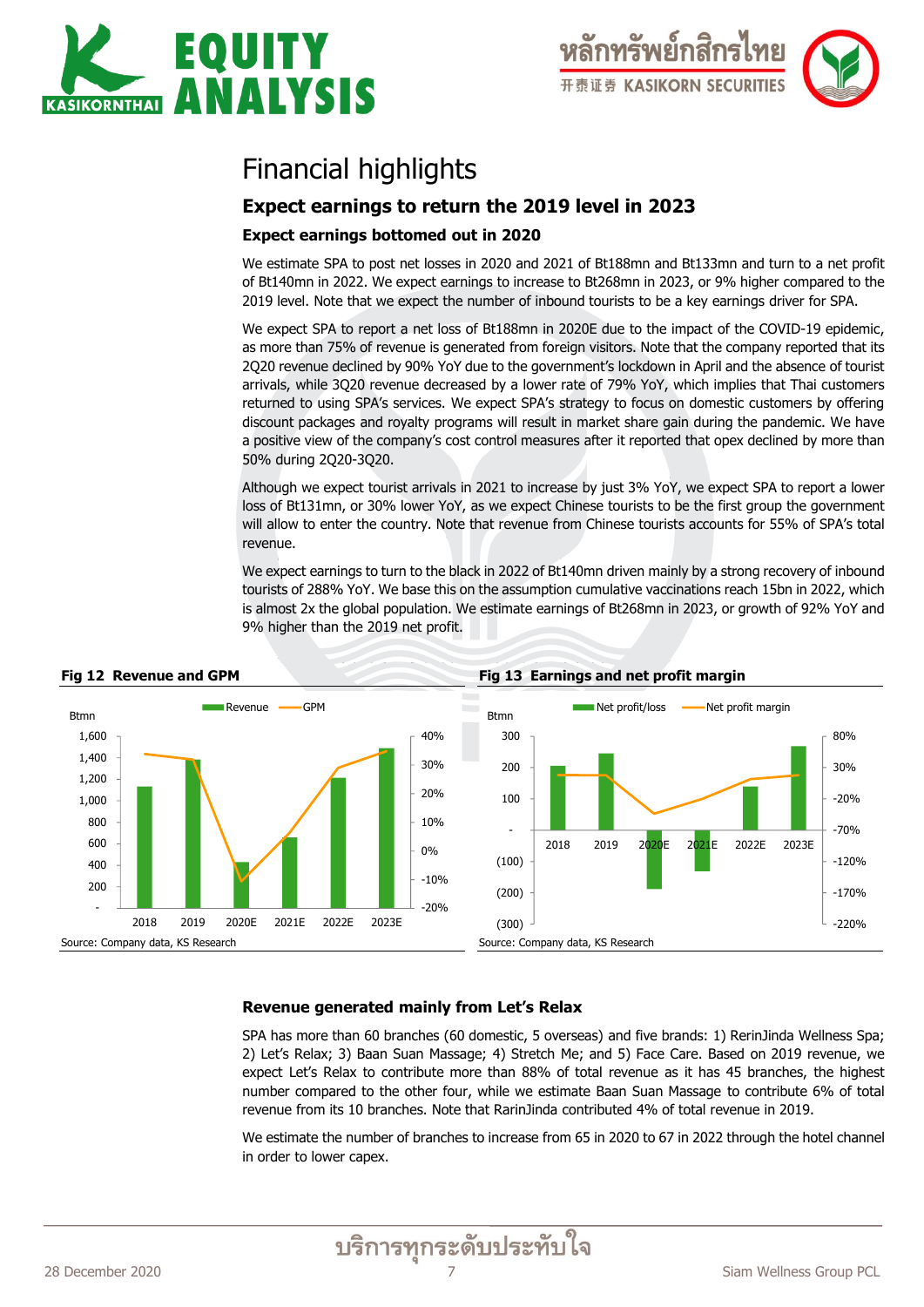# Financial highlights

## Expect earnings to return the 2019 level in 2023

### Expect earnings bottomed out in 2020

We estimate SPA to post net losses in 2020 and 2021 of Bt188mn and Bt133mn and turn to a net profit of Bt140mn in 2022. We expect earnings to increase to Bt268mn in 2023, or 9% higher compared to the 2019 level. Note that we expect the number of inbound tourists to be a key earnings driver for SPA.

We expect SPA to report a net loss of Bt188mn in 2020E due to the impact of the COVID-19 epidemic, as more than 75% of revenue is generated from foreign visitors. Note that the company reported that its 2Q20 revenue declined by 90% YoY due to the government's lockdown in April and the absence of tourist arrivals, while 3Q20 revenue decreased by a lower rate of 79% YoY, which implies that Thai customers returned to using SPA's services. We expect SPA's strategy to focus on domestic customers by offering discount packages and royalty programs will result in market share gain during the pandemic. We have a positive view of the company's cost control measures after it reported that opex declined by more than 50% during 2Q20-3Q20.

Although we expect tourist arrivals in 2021 to increase by just 3% YoY, we expect SPA to report a lower loss of Bt131mn, or 30% lower YoY, as we expect Chinese tourists to be the first group the government will allow to enter the country. Note that revenue from Chinese tourists accounts for 55% of SPA's total revenue.

We expect earnings to turn to the black in 2022 of Bt140mn driven mainly by a strong recovery of inbound tourists of 288% YoY. We base this on the assumption cumulative vaccinations reach 15bn in 2022, which is almost 2x the global population. We estimate earnings of Bt268mn in 2023, or growth of 92% YoY and 9% higher than the 2019 net profit.

**Fig 12 Revenue and GPM**

Source: Company data, KS Research

**Fig 13 Earnings and net profit margin**

Source: Company data, KS Research

### Revenue generated mainly from Let's Relax

SPA has more than 60 branches (60 domestic, 5 overseas) and five brands: 1) RerinJinda Wellness Spa; 2) Let's Relax; 3) Baan Suan Massage; 4) Stretch Me; and 5) Face Care. Based on 2019 revenue, we expect Let's Relax to contribute more than 88% of total revenue as it has 45 branches, the highest number compared to the other four, while we estimate Baan Suan Massage to contribute 6% of total revenue from its 10 branches. Note that RarinJinda contributed 4% of total revenue in 2019.

We estimate the number of branches to increase from 65 in 2020 to 67 in 2022 through the hotel channel in order to lower capex.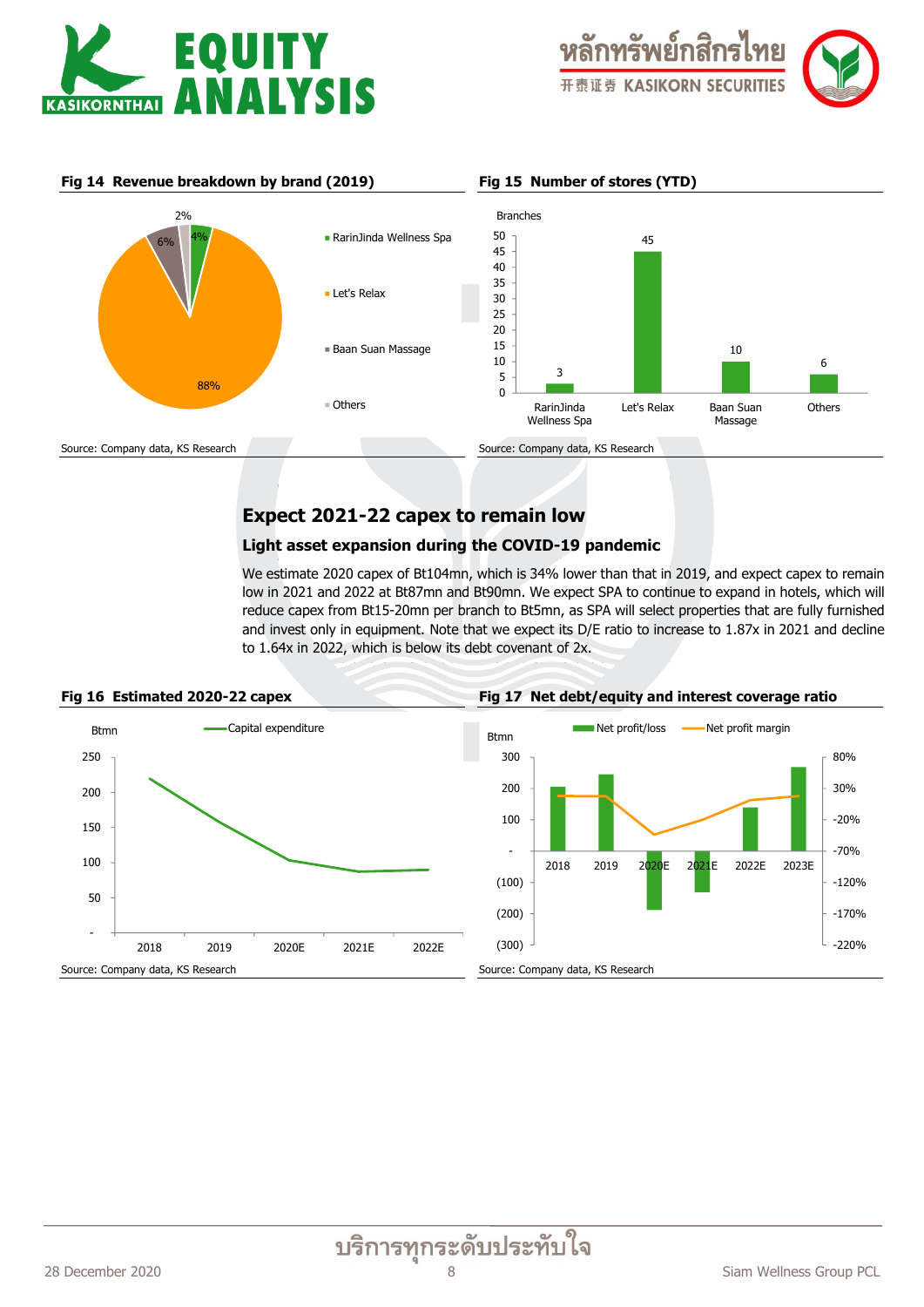**Fig 14 Revenue breakdown by brand (2019)**

| Brand | Share |
|---|---|
| RarinJinda Wellness Spa | 4% |
| Let's Relax | 88% |
| Baan Suan Massage | 6% |
| Others | 2% |

Source: Company data, KS Research

**Fig 15 Number of stores (YTD)**

| Branches | RarinJinda Wellness Spa | Let's Relax | Baan Suan Massage | Others |
|---|---|---|---|---|
| Number of stores | 3 | 45 | 10 | 6 |

Source: Company data, KS Research

## Expect 2021-22 capex to remain low

### Light asset expansion during the COVID-19 pandemic

We estimate 2020 capex of Bt104mn, which is 34% lower than that in 2019, and expect capex to remain low in 2021 and 2022 at Bt87mn and Bt90mn. We expect SPA to continue to expand in hotels, which will reduce capex from Bt15-20mn per branch to Bt5mn, as SPA will select properties that are fully furnished and invest only in equipment. Note that we expect its D/E ratio to increase to 1.87x in 2021 and decline to 1.64x in 2022, which is below its debt covenant of 2x.

**Fig 16 Estimated 2020-22 capex**

Capital expenditure (Btmn), 2018–2022E

Source: Company data, KS Research

**Fig 17 Net debt/equity and interest coverage ratio**

Net profit/loss (Btmn) and Net profit margin, 2018–2023E

Source: Company data, KS Research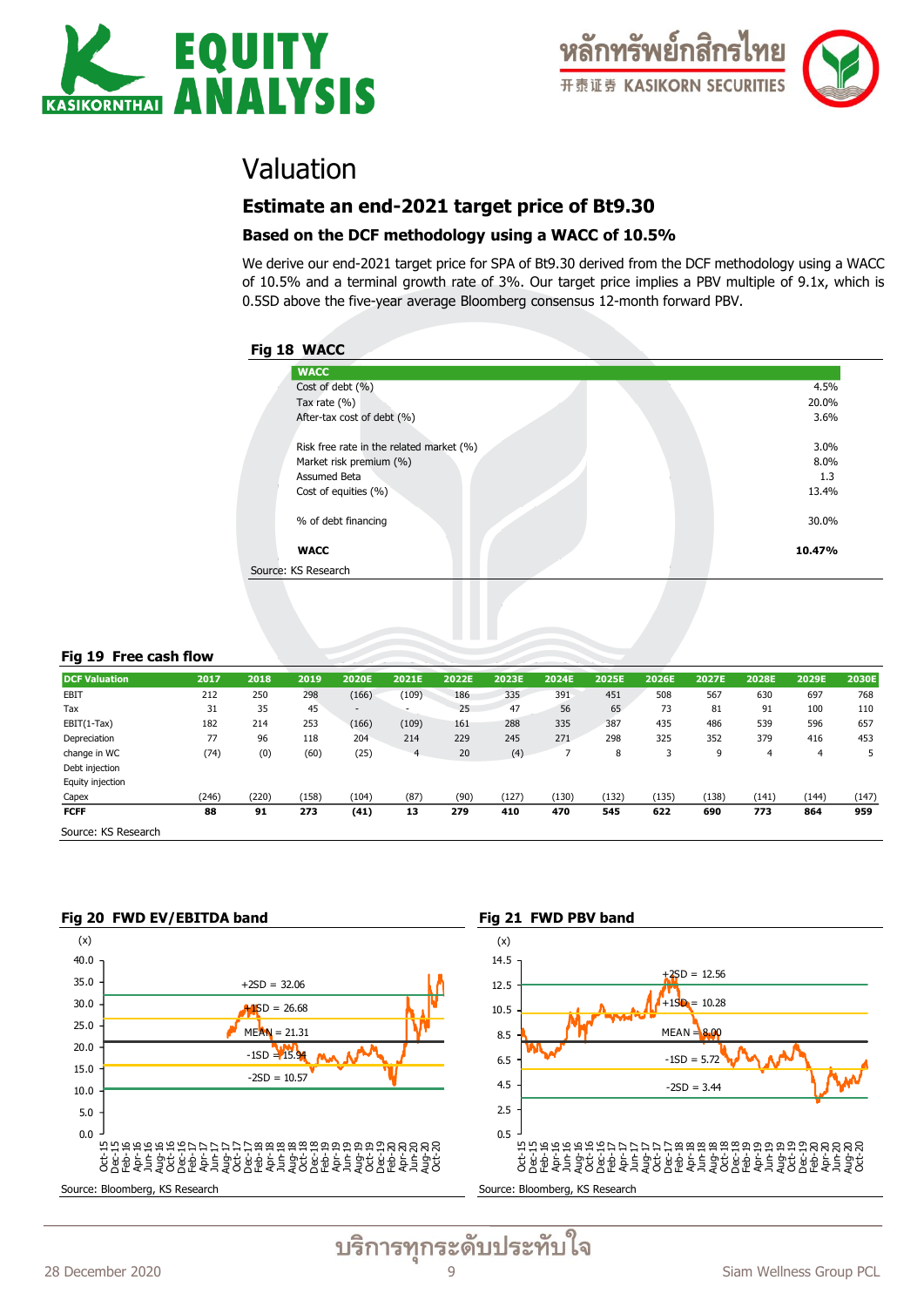# Valuation

## Estimate an end-2021 target price of Bt9.30

### Based on the DCF methodology using a WACC of 10.5%

We derive our end-2021 target price for SPA of Bt9.30 derived from the DCF methodology using a WACC of 10.5% and a terminal growth rate of 3%. Our target price implies a PBV multiple of 9.1x, which is 0.5SD above the five-year average Bloomberg consensus 12-month forward PBV.

**Fig 18 WACC**

| WACC | |
|---|---|
| Cost of debt (%) | 4.5% |
| Tax rate (%) | 20.0% |
| After-tax cost of debt (%) | 3.6% |
| | |
| Risk free rate in the related market (%) | 3.0% |
| Market risk premium (%) | 8.0% |
| Assumed Beta | 1.3 |
| Cost of equities (%) | 13.4% |
| | |
| % of debt financing | 30.0% |
| | |
| **WACC** | **10.47%** |

Source: KS Research

**Fig 19 Free cash flow**

| DCF Valuation | 2017 | 2018 | 2019 | 2020E | 2021E | 2022E | 2023E | 2024E | 2025E | 2026E | 2027E | 2028E | 2029E | 2030E |
|---|---|---|---|---|---|---|---|---|---|---|---|---|---|---|
| EBIT | 212 | 250 | 298 | (166) | (109) | 186 | 335 | 391 | 451 | 508 | 567 | 630 | 697 | 768 |
| Tax | 31 | 35 | 45 | - | - | 25 | 47 | 56 | 65 | 73 | 81 | 91 | 100 | 110 |
| EBIT(1-Tax) | 182 | 214 | 253 | (166) | (109) | 161 | 288 | 335 | 387 | 435 | 486 | 539 | 596 | 657 |
| Depreciation | 77 | 96 | 118 | 204 | 214 | 229 | 245 | 271 | 298 | 325 | 352 | 379 | 416 | 453 |
| change in WC | (74) | (0) | (60) | (25) | 4 | 20 | (4) | 7 | 8 | 3 | 9 | 4 | 4 | 5 |
| Debt injection | | | | | | | | | | | | | | |
| Equity injection | | | | | | | | | | | | | | |
| Capex | (246) | (220) | (158) | (104) | (87) | (90) | (127) | (130) | (132) | (135) | (138) | (141) | (144) | (147) |
| **FCFF** | **88** | **91** | **273** | **(41)** | **13** | **279** | **410** | **470** | **545** | **622** | **690** | **773** | **864** | **959** |

Source: KS Research

**Fig 20 FWD EV/EBITDA band**

(x) — +2SD = 32.06; +1SD = 26.68; MEAN = 21.31; -1SD = 15.94; -2SD = 10.57

Source: Bloomberg, KS Research

**Fig 21 FWD PBV band**

(x) — +2SD = 12.56; +1SD = 10.28; MEAN = 8.00; -1SD = 5.72; -2SD = 3.44

Source: Bloomberg, KS Research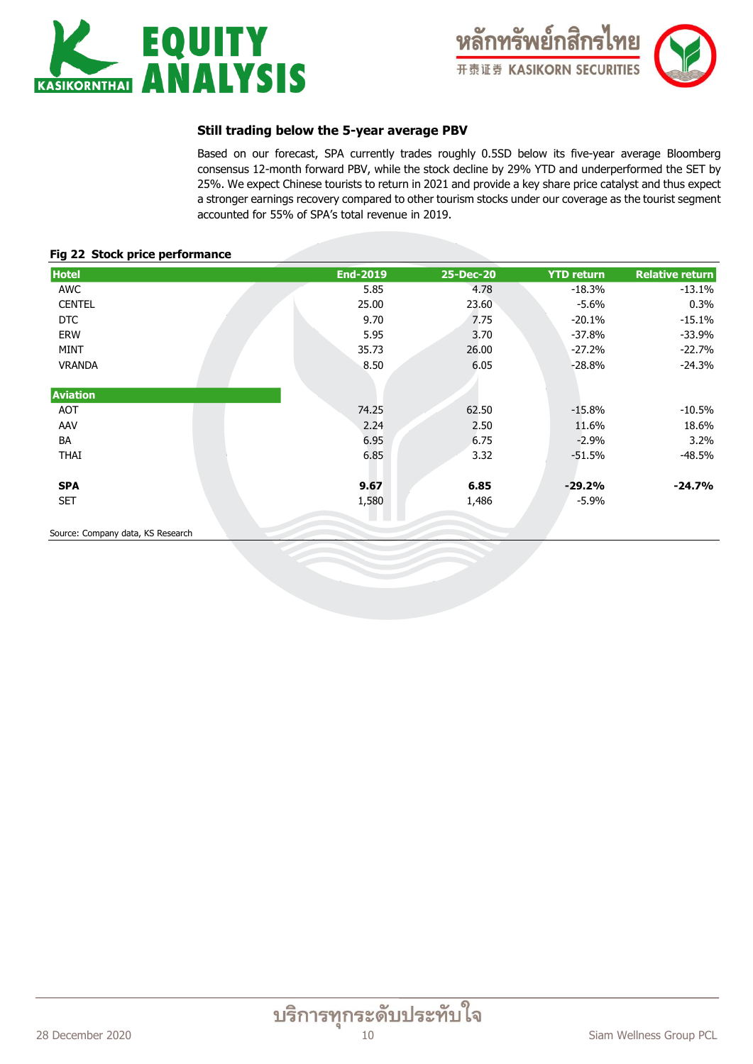### Still trading below the 5-year average PBV

Based on our forecast, SPA currently trades roughly 0.5SD below its five-year average Bloomberg consensus 12-month forward PBV, while the stock decline by 29% YTD and underperformed the SET by 25%. We expect Chinese tourists to return in 2021 and provide a key share price catalyst and thus expect a stronger earnings recovery compared to other tourism stocks under our coverage as the tourist segment accounted for 55% of SPA's total revenue in 2019.

**Fig 22 Stock price performance**

| Hotel | End-2019 | 25-Dec-20 | YTD return | Relative return |
|---|---|---|---|---|
| AWC | 5.85 | 4.78 | -18.3% | -13.1% |
| CENTEL | 25.00 | 23.60 | -5.6% | 0.3% |
| DTC | 9.70 | 7.75 | -20.1% | -15.1% |
| ERW | 5.95 | 3.70 | -37.8% | -33.9% |
| MINT | 35.73 | 26.00 | -27.2% | -22.7% |
| VRANDA | 8.50 | 6.05 | -28.8% | -24.3% |
| **Aviation** | | | | |
| AOT | 74.25 | 62.50 | -15.8% | -10.5% |
| AAV | 2.24 | 2.50 | 11.6% | 18.6% |
| BA | 6.95 | 6.75 | -2.9% | 3.2% |
| THAI | 6.85 | 3.32 | -51.5% | -48.5% |
| **SPA** | **9.67** | **6.85** | **-29.2%** | **-24.7%** |
| SET | 1,580 | 1,486 | -5.9% | |

Source: Company data, KS Research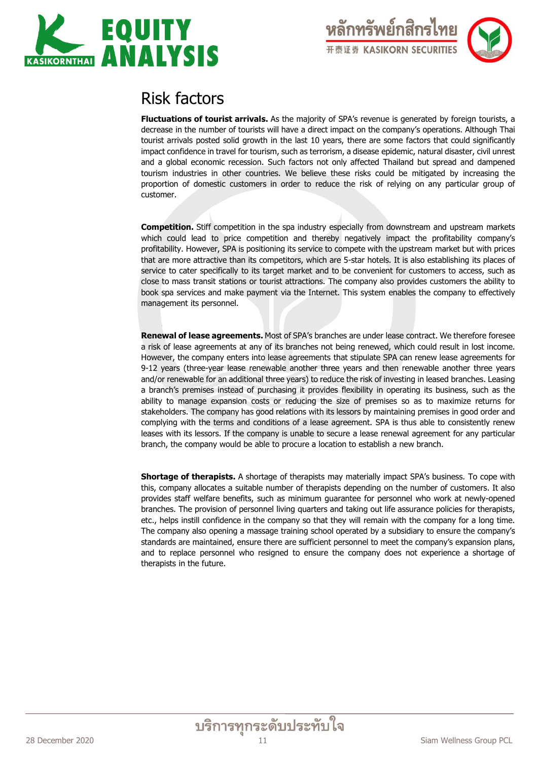# Risk factors

**Fluctuations of tourist arrivals.** As the majority of SPA's revenue is generated by foreign tourists, a decrease in the number of tourists will have a direct impact on the company's operations. Although Thai tourist arrivals posted solid growth in the last 10 years, there are some factors that could significantly impact confidence in travel for tourism, such as terrorism, a disease epidemic, natural disaster, civil unrest and a global economic recession. Such factors not only affected Thailand but spread and dampened tourism industries in other countries. We believe these risks could be mitigated by increasing the proportion of domestic customers in order to reduce the risk of relying on any particular group of customer.

**Competition.** Stiff competition in the spa industry especially from downstream and upstream markets which could lead to price competition and thereby negatively impact the profitability company's profitability. However, SPA is positioning its service to compete with the upstream market but with prices that are more attractive than its competitors, which are 5-star hotels. It is also establishing its places of service to cater specifically to its target market and to be convenient for customers to access, such as close to mass transit stations or tourist attractions. The company also provides customers the ability to book spa services and make payment via the Internet. This system enables the company to effectively management its personnel.

**Renewal of lease agreements.** Most of SPA's branches are under lease contract. We therefore foresee a risk of lease agreements at any of its branches not being renewed, which could result in lost income. However, the company enters into lease agreements that stipulate SPA can renew lease agreements for 9-12 years (three-year lease renewable another three years and then renewable another three years and/or renewable for an additional three years) to reduce the risk of investing in leased branches. Leasing a branch's premises instead of purchasing it provides flexibility in operating its business, such as the ability to manage expansion costs or reducing the size of premises so as to maximize returns for stakeholders. The company has good relations with its lessors by maintaining premises in good order and complying with the terms and conditions of a lease agreement. SPA is thus able to consistently renew leases with its lessors. If the company is unable to secure a lease renewal agreement for any particular branch, the company would be able to procure a location to establish a new branch.

**Shortage of therapists.** A shortage of therapists may materially impact SPA's business. To cope with this, company allocates a suitable number of therapists depending on the number of customers. It also provides staff welfare benefits, such as minimum guarantee for personnel who work at newly-opened branches. The provision of personnel living quarters and taking out life assurance policies for therapists, etc., helps instill confidence in the company so that they will remain with the company for a long time. The company also opening a massage training school operated by a subsidiary to ensure the company's standards are maintained, ensure there are sufficient personnel to meet the company's expansion plans, and to replace personnel who resigned to ensure the company does not experience a shortage of therapists in the future.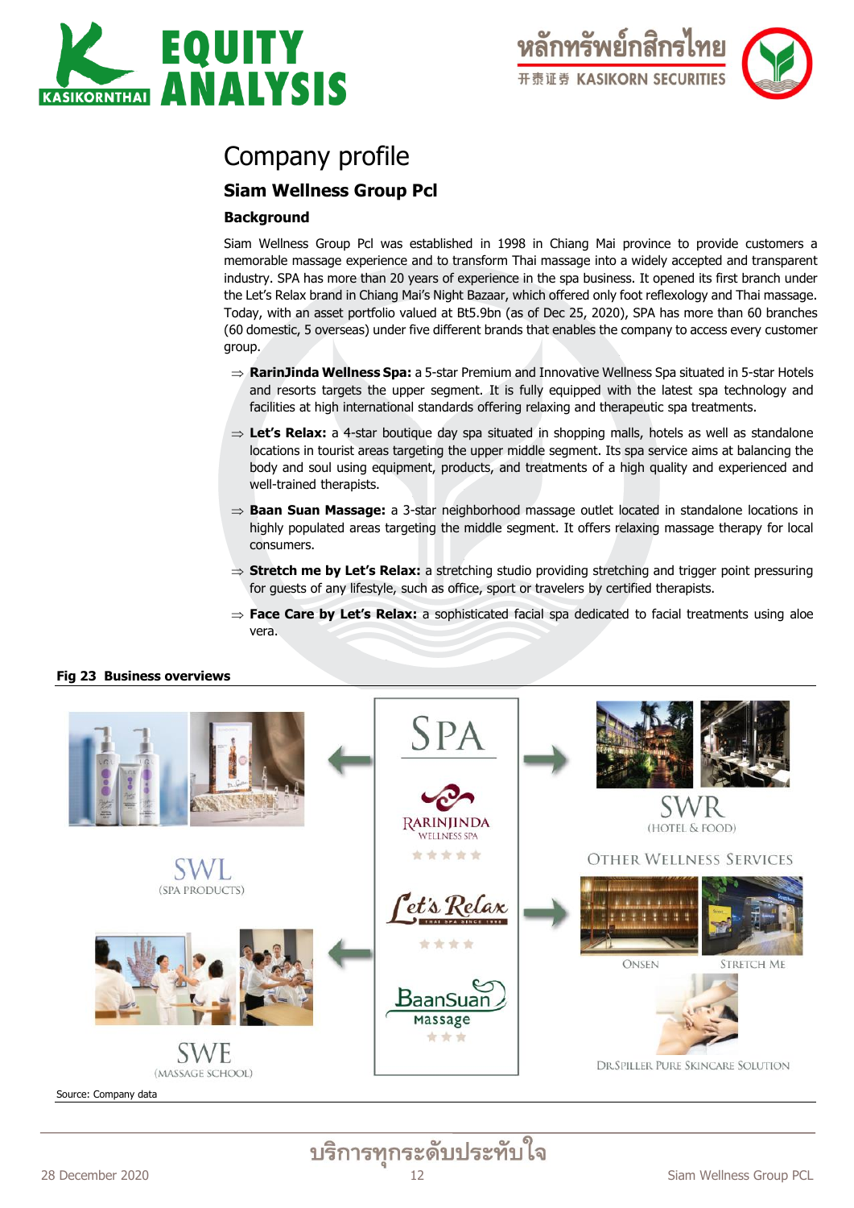## Company profile

### Siam Wellness Group Pcl

#### Background

Siam Wellness Group Pcl was established in 1998 in Chiang Mai province to provide customers a memorable massage experience and to transform Thai massage into a widely accepted and transparent industry. SPA has more than 20 years of experience in the spa business. It opened its first branch under the Let's Relax brand in Chiang Mai's Night Bazaar, which offered only foot reflexology and Thai massage. Today, with an asset portfolio valued at Bt5.9bn (as of Dec 25, 2020), SPA has more than 60 branches (60 domestic, 5 overseas) under five different brands that enables the company to access every customer group.

- ⇒ **RarinJinda Wellness Spa:** a 5-star Premium and Innovative Wellness Spa situated in 5-star Hotels and resorts targets the upper segment. It is fully equipped with the latest spa technology and facilities at high international standards offering relaxing and therapeutic spa treatments.
- ⇒ **Let's Relax:** a 4-star boutique day spa situated in shopping malls, hotels as well as standalone locations in tourist areas targeting the upper middle segment. Its spa service aims at balancing the body and soul using equipment, products, and treatments of a high quality and experienced and well-trained therapists.
- ⇒ **Baan Suan Massage:** a 3-star neighborhood massage outlet located in standalone locations in highly populated areas targeting the middle segment. It offers relaxing massage therapy for local consumers.
- ⇒ **Stretch me by Let's Relax:** a stretching studio providing stretching and trigger point pressuring for guests of any lifestyle, such as office, sport or travelers by certified therapists.
- ⇒ **Face Care by Let's Relax:** a sophisticated facial spa dedicated to facial treatments using aloe vera.

**Fig 23 Business overviews**

SPA: RarinJinda Wellness Spa ★★★★★; Let's Relax (Thai Spa Since 1998) ★★★★; BaanSuan Massage ★★★

SWL (SPA PRODUCTS)

SWE (MASSAGE SCHOOL)

SWR (HOTEL & FOOD)

OTHER WELLNESS SERVICES: ONSEN; STRETCH ME; DR.SPILLER PURE SKINCARE SOLUTION

Source: Company data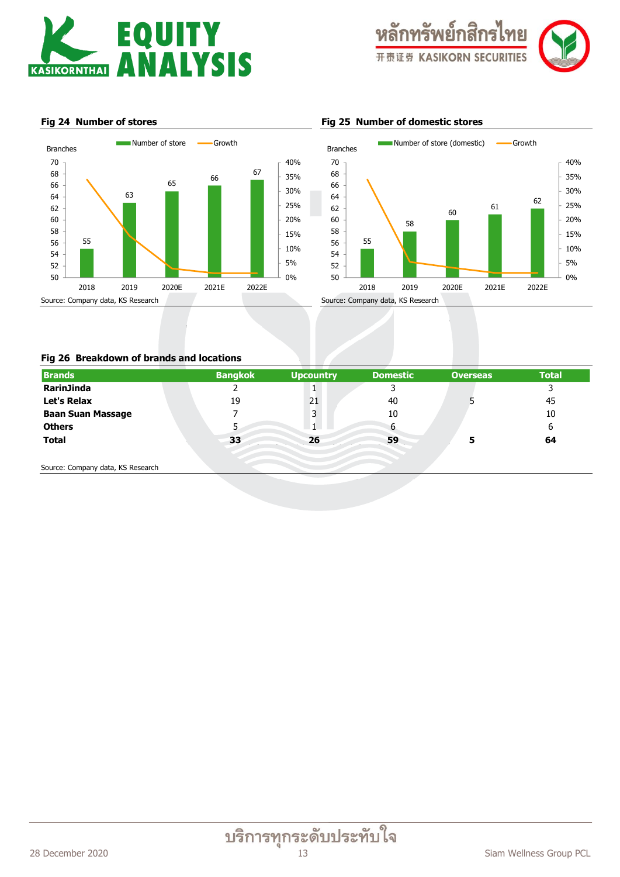**Fig 24 Number of stores**

Branches

| | 2018 | 2019 | 2020E | 2021E | 2022E |
|---|---|---|---|---|---|
| Number of store | 55 | 63 | 65 | 66 | 67 |

Source: Company data, KS Research

**Fig 25 Number of domestic stores**

Branches

| | 2018 | 2019 | 2020E | 2021E | 2022E |
|---|---|---|---|---|---|
| Number of store (domestic) | 55 | 58 | 60 | 61 | 62 |

Source: Company data, KS Research

**Fig 26 Breakdown of brands and locations**

| Brands | Bangkok | Upcountry | Domestic | Overseas | Total |
|---|---|---|---|---|---|
| **RarinJinda** | 2 | 1 | 3 | | 3 |
| **Let's Relax** | 19 | 21 | 40 | 5 | 45 |
| **Baan Suan Massage** | 7 | 3 | 10 | | 10 |
| **Others** | 5 | 1 | 6 | | 6 |
| **Total** | **33** | **26** | **59** | **5** | **64** |

Source: Company data, KS Research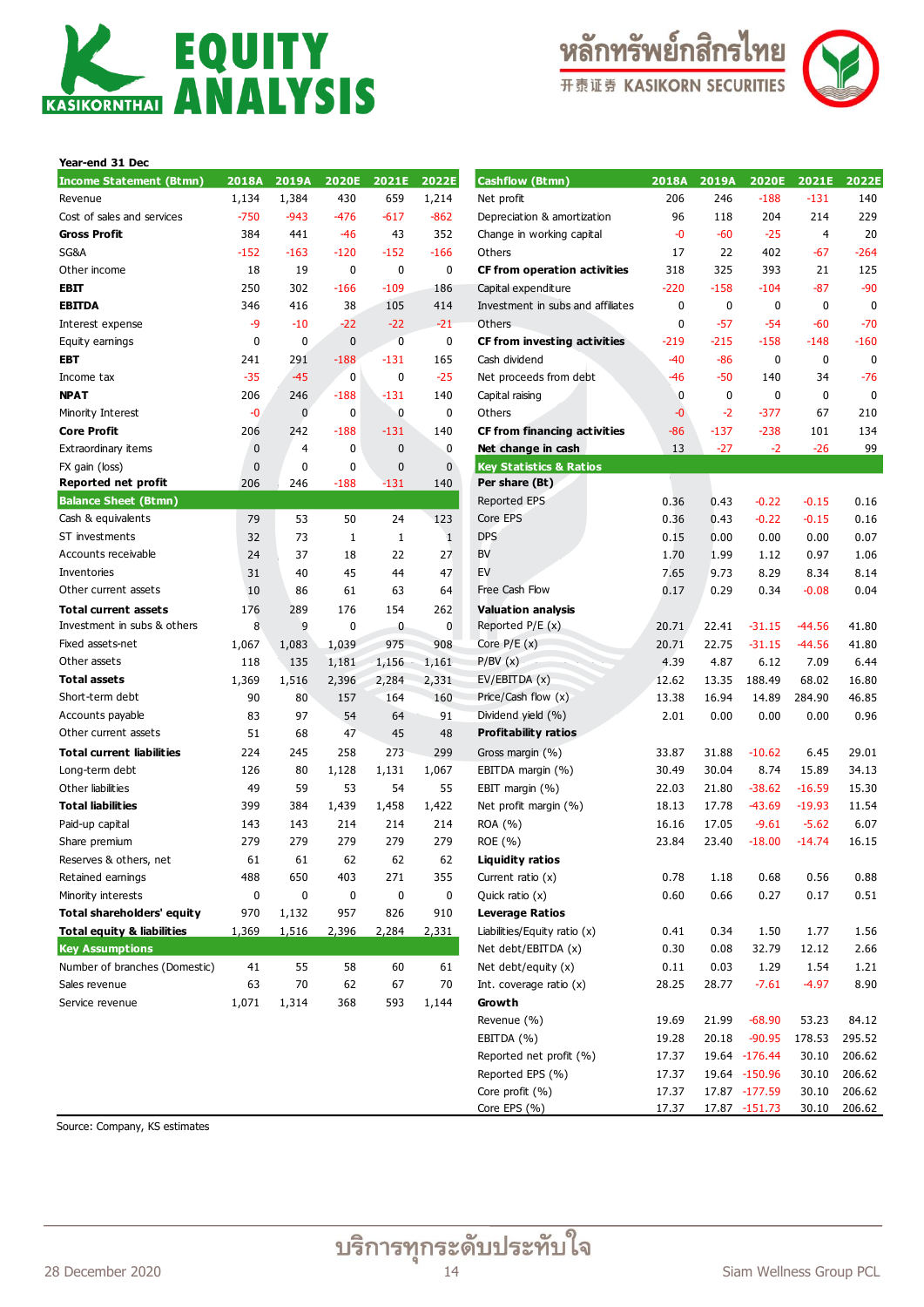Year-end 31 Dec

| Income Statement (Btmn) | 2018A | 2019A | 2020E | 2021E | 2022E |
|---|---|---|---|---|---|
| Revenue | 1,134 | 1,384 | 430 | 659 | 1,214 |
| Cost of sales and services | -750 | -943 | -476 | -617 | -862 |
| **Gross Profit** | 384 | 441 | -46 | 43 | 352 |
| SG&A | -152 | -163 | -120 | -152 | -166 |
| Other income | 18 | 19 | 0 | 0 | 0 |
| **EBIT** | 250 | 302 | -166 | -109 | 186 |
| **EBITDA** | 346 | 416 | 38 | 105 | 414 |
| Interest expense | -9 | -10 | -22 | -22 | -21 |
| Equity earnings | 0 | 0 | 0 | 0 | 0 |
| **EBT** | 241 | 291 | -188 | -131 | 165 |
| Income tax | -35 | -45 | 0 | 0 | -25 |
| **NPAT** | 206 | 246 | -188 | -131 | 140 |
| Minority Interest | -0 | 0 | 0 | 0 | 0 |
| **Core Profit** | 206 | 242 | -188 | -131 | 140 |
| Extraordinary items | 0 | 4 | 0 | 0 | 0 |
| FX gain (loss) | 0 | 0 | 0 | 0 | 0 |
| **Reported net profit** | 206 | 246 | -188 | -131 | 140 |

| Balance Sheet (Btmn) | 2018A | 2019A | 2020E | 2021E | 2022E |
|---|---|---|---|---|---|
| Cash & equivalents | 79 | 53 | 50 | 24 | 123 |
| ST investments | 32 | 73 | 1 | 1 | 1 |
| Accounts receivable | 24 | 37 | 18 | 22 | 27 |
| Inventories | 31 | 40 | 45 | 44 | 47 |
| Other current assets | 10 | 86 | 61 | 63 | 64 |
| **Total current assets** | 176 | 289 | 176 | 154 | 262 |
| Investment in subs & others | 8 | 9 | 0 | 0 | 0 |
| Fixed assets-net | 1,067 | 1,083 | 1,039 | 975 | 908 |
| Other assets | 118 | 135 | 1,181 | 1,156 | 1,161 |
| **Total assets** | 1,369 | 1,516 | 2,396 | 2,284 | 2,331 |
| Short-term debt | 90 | 80 | 157 | 164 | 160 |
| Accounts payable | 83 | 97 | 54 | 64 | 91 |
| Other current assets | 51 | 68 | 47 | 45 | 48 |
| **Total current liabilities** | 224 | 245 | 258 | 273 | 299 |
| Long-term debt | 126 | 80 | 1,128 | 1,131 | 1,067 |
| Other liabilities | 49 | 59 | 53 | 54 | 55 |
| **Total liabilities** | 399 | 384 | 1,439 | 1,458 | 1,422 |
| Paid-up capital | 143 | 143 | 214 | 214 | 214 |
| Share premium | 279 | 279 | 279 | 279 | 279 |
| Reserves & others, net | 61 | 61 | 62 | 62 | 62 |
| Retained earnings | 488 | 650 | 403 | 271 | 355 |
| Minority interests | 0 | 0 | 0 | 0 | 0 |
| **Total shareholders' equity** | 970 | 1,132 | 957 | 826 | 910 |
| **Total equity & liabilities** | 1,369 | 1,516 | 2,396 | 2,284 | 2,331 |

| Key Assumptions | 2018A | 2019A | 2020E | 2021E | 2022E |
|---|---|---|---|---|---|
| Number of branches (Domestic) | 41 | 55 | 58 | 60 | 61 |
| Sales revenue | 63 | 70 | 62 | 67 | 70 |
| Service revenue | 1,071 | 1,314 | 368 | 593 | 1,144 |

| Cashflow (Btmn) | 2018A | 2019A | 2020E | 2021E | 2022E |
|---|---|---|---|---|---|
| Net profit | 206 | 246 | -188 | -131 | 140 |
| Depreciation & amortization | 96 | 118 | 204 | 214 | 229 |
| Change in working capital | -0 | -60 | -25 | 4 | 20 |
| Others | 17 | 22 | 402 | -67 | -264 |
| **CF from operation activities** | 318 | 325 | 393 | 21 | 125 |
| Capital expenditure | -220 | -158 | -104 | -87 | -90 |
| Investment in subs and affiliates | 0 | 0 | 0 | 0 | 0 |
| Others | 0 | -57 | -54 | -60 | -70 |
| **CF from investing activities** | -219 | -215 | -158 | -148 | -160 |
| Cash dividend | -40 | -86 | 0 | 0 | 0 |
| Net proceeds from debt | -46 | -50 | 140 | 34 | -76 |
| Capital raising | 0 | 0 | 0 | 0 | 0 |
| Others | -0 | -2 | -377 | 67 | 210 |
| **CF from financing activities** | -86 | -137 | -238 | 101 | 134 |
| **Net change in cash** | 13 | -27 | -2 | -26 | 99 |

| Key Statistics & Ratios | 2018A | 2019A | 2020E | 2021E | 2022E |
|---|---|---|---|---|---|
| **Per share (Bt)** | | | | | |
| Reported EPS | 0.36 | 0.43 | -0.22 | -0.15 | 0.16 |
| Core EPS | 0.36 | 0.43 | -0.22 | -0.15 | 0.16 |
| DPS | 0.15 | 0.00 | 0.00 | 0.00 | 0.07 |
| BV | 1.70 | 1.99 | 1.12 | 0.97 | 1.06 |
| EV | 7.65 | 9.73 | 8.29 | 8.34 | 8.14 |
| Free Cash Flow | 0.17 | 0.29 | 0.34 | -0.08 | 0.04 |
| **Valuation analysis** | | | | | |
| Reported P/E (x) | 20.71 | 22.41 | -31.15 | -44.56 | 41.80 |
| Core P/E (x) | 20.71 | 22.75 | -31.15 | -44.56 | 41.80 |
| P/BV (x) | 4.39 | 4.87 | 6.12 | 7.09 | 6.44 |
| EV/EBITDA (x) | 12.62 | 13.35 | 188.49 | 68.02 | 16.80 |
| Price/Cash flow (x) | 13.38 | 16.94 | 14.89 | 284.90 | 46.85 |
| Dividend yield (%) | 2.01 | 0.00 | 0.00 | 0.00 | 0.96 |
| **Profitability ratios** | | | | | |
| Gross margin (%) | 33.87 | 31.88 | -10.62 | 6.45 | 29.01 |
| EBITDA margin (%) | 30.49 | 30.04 | 8.74 | 15.89 | 34.13 |
| EBIT margin (%) | 22.03 | 21.80 | -38.62 | -16.59 | 15.30 |
| Net profit margin (%) | 18.13 | 17.78 | -43.69 | -19.93 | 11.54 |
| ROA (%) | 16.16 | 17.05 | -9.61 | -5.62 | 6.07 |
| ROE (%) | 23.84 | 23.40 | -18.00 | -14.74 | 16.15 |
| **Liquidity ratios** | | | | | |
| Current ratio (x) | 0.78 | 1.18 | 0.68 | 0.56 | 0.88 |
| Quick ratio (x) | 0.60 | 0.66 | 0.27 | 0.17 | 0.51 |
| **Leverage Ratios** | | | | | |
| Liabilities/Equity ratio (x) | 0.41 | 0.34 | 1.50 | 1.77 | 1.56 |
| Net debt/EBITDA (x) | 0.30 | 0.08 | 32.79 | 12.12 | 2.66 |
| Net debt/equity (x) | 0.11 | 0.03 | 1.29 | 1.54 | 1.21 |
| Int. coverage ratio (x) | 28.25 | 28.77 | -7.61 | -4.97 | 8.90 |
| **Growth** | | | | | |
| Revenue (%) | 19.69 | 21.99 | -68.90 | 53.23 | 84.12 |
| EBITDA (%) | 19.28 | 20.18 | -90.95 | 178.53 | 295.52 |
| Reported net profit (%) | 17.37 | 19.64 | -176.44 | 30.10 | 206.62 |
| Reported EPS (%) | 17.37 | 19.64 | -150.96 | 30.10 | 206.62 |
| Core profit (%) | 17.37 | 17.87 | -177.59 | 30.10 | 206.62 |
| Core EPS (%) | 17.37 | 17.87 | -151.73 | 30.10 | 206.62 |

Source: Company, KS estimates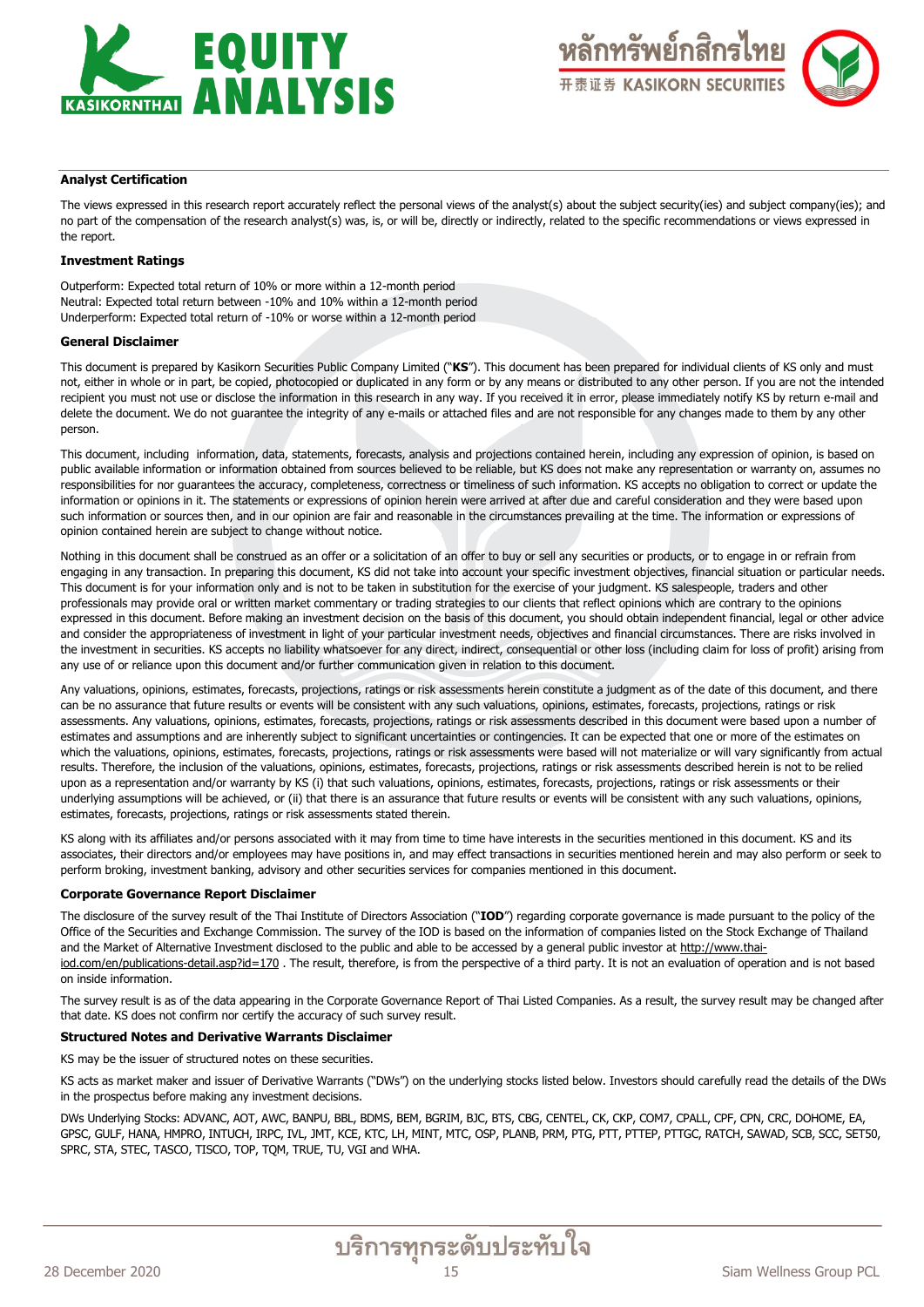## Analyst Certification

The views expressed in this research report accurately reflect the personal views of the analyst(s) about the subject security(ies) and subject company(ies); and no part of the compensation of the research analyst(s) was, is, or will be, directly or indirectly, related to the specific recommendations or views expressed in the report.

## Investment Ratings

Outperform: Expected total return of 10% or more within a 12-month period
Neutral: Expected total return between -10% and 10% within a 12-month period
Underperform: Expected total return of -10% or worse within a 12-month period

## General Disclaimer

This document is prepared by Kasikorn Securities Public Company Limited ("**KS**"). This document has been prepared for individual clients of KS only and must not, either in whole or in part, be copied, photocopied or duplicated in any form or by any means or distributed to any other person. If you are not the intended recipient you must not use or disclose the information in this research in any way. If you received it in error, please immediately notify KS by return e-mail and delete the document. We do not guarantee the integrity of any e-mails or attached files and are not responsible for any changes made to them by any other person.

This document, including information, data, statements, forecasts, analysis and projections contained herein, including any expression of opinion, is based on public available information or information obtained from sources believed to be reliable, but KS does not make any representation or warranty on, assumes no responsibilities for nor guarantees the accuracy, completeness, correctness or timeliness of such information. KS accepts no obligation to correct or update the information or opinions in it. The statements or expressions of opinion herein were arrived at after due and careful consideration and they were based upon such information or sources then, and in our opinion are fair and reasonable in the circumstances prevailing at the time. The information or expressions of opinion contained herein are subject to change without notice.

Nothing in this document shall be construed as an offer or a solicitation of an offer to buy or sell any securities or products, or to engage in or refrain from engaging in any transaction. In preparing this document, KS did not take into account your specific investment objectives, financial situation or particular needs. This document is for your information only and is not to be taken in substitution for the exercise of your judgment. KS salespeople, traders and other professionals may provide oral or written market commentary or trading strategies to our clients that reflect opinions which are contrary to the opinions expressed in this document. Before making an investment decision on the basis of this document, you should obtain independent financial, legal or other advice and consider the appropriateness of investment in light of your particular investment needs, objectives and financial circumstances. There are risks involved in the investment in securities. KS accepts no liability whatsoever for any direct, indirect, consequential or other loss (including claim for loss of profit) arising from any use of or reliance upon this document and/or further communication given in relation to this document.

Any valuations, opinions, estimates, forecasts, projections, ratings or risk assessments herein constitute a judgment as of the date of this document, and there can be no assurance that future results or events will be consistent with any such valuations, opinions, estimates, forecasts, projections, ratings or risk assessments. Any valuations, opinions, estimates, forecasts, projections, ratings or risk assessments described in this document were based upon a number of estimates and assumptions and are inherently subject to significant uncertainties or contingencies. It can be expected that one or more of the estimates on which the valuations, opinions, estimates, forecasts, projections, ratings or risk assessments were based will not materialize or will vary significantly from actual results. Therefore, the inclusion of the valuations, opinions, estimates, forecasts, projections, ratings or risk assessments described herein is not to be relied upon as a representation and/or warranty by KS (i) that such valuations, opinions, estimates, forecasts, projections, ratings or risk assessments or their underlying assumptions will be achieved, or (ii) that there is an assurance that future results or events will be consistent with any such valuations, opinions, estimates, forecasts, projections, ratings or risk assessments stated therein.

KS along with its affiliates and/or persons associated with it may from time to time have interests in the securities mentioned in this document. KS and its associates, their directors and/or employees may have positions in, and may effect transactions in securities mentioned herein and may also perform or seek to perform broking, investment banking, advisory and other securities services for companies mentioned in this document.

## Corporate Governance Report Disclaimer

The disclosure of the survey result of the Thai Institute of Directors Association ("**IOD**") regarding corporate governance is made pursuant to the policy of the Office of the Securities and Exchange Commission. The survey of the IOD is based on the information of companies listed on the Stock Exchange of Thailand and the Market of Alternative Investment disclosed to the public and able to be accessed by a general public investor at http://www.thai-iod.com/en/publications-detail.asp?id=170 . The result, therefore, is from the perspective of a third party. It is not an evaluation of operation and is not based on inside information.

The survey result is as of the data appearing in the Corporate Governance Report of Thai Listed Companies. As a result, the survey result may be changed after that date. KS does not confirm nor certify the accuracy of such survey result.

## Structured Notes and Derivative Warrants Disclaimer

KS may be the issuer of structured notes on these securities.

KS acts as market maker and issuer of Derivative Warrants ("DWs") on the underlying stocks listed below. Investors should carefully read the details of the DWs in the prospectus before making any investment decisions.

DWs Underlying Stocks: ADVANC, AOT, AWC, BANPU, BBL, BDMS, BEM, BGRIM, BJC, BTS, CBG, CENTEL, CK, CKP, COM7, CPALL, CPF, CPN, CRC, DOHOME, EA, GPSC, GULF, HANA, HMPRO, INTUCH, IRPC, IVL, JMT, KCE, KTC, LH, MINT, MTC, OSP, PLANB, PRM, PTG, PTT, PTTEP, PTTGC, RATCH, SAWAD, SCB, SCC, SET50, SPRC, STA, STEC, TASCO, TISCO, TOP, TQM, TRUE, TU, VGI and WHA.